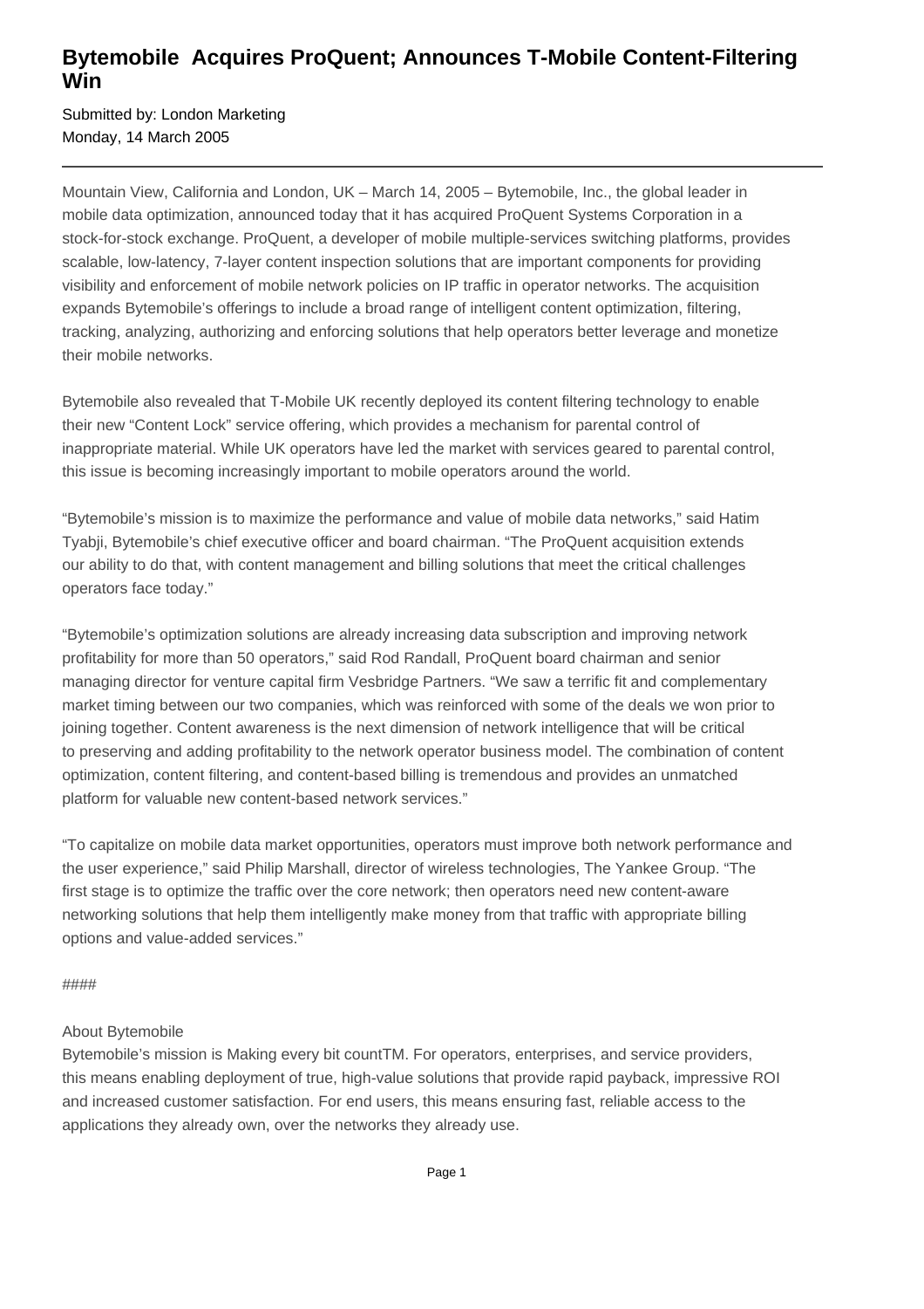# Bytemobile Acquires ProQuent; Announces T-Mobile Content-Filtering Win

Submitted by: London Marketing
Monday, 14 March 2005

---

Mountain View, California and London, UK – March 14, 2005 – Bytemobile, Inc., the global leader in mobile data optimization, announced today that it has acquired ProQuent Systems Corporation in a stock-for-stock exchange. ProQuent, a developer of mobile multiple-services switching platforms, provides scalable, low-latency, 7-layer content inspection solutions that are important components for providing visibility and enforcement of mobile network policies on IP traffic in operator networks. The acquisition expands Bytemobile's offerings to include a broad range of intelligent content optimization, filtering, tracking, analyzing, authorizing and enforcing solutions that help operators better leverage and monetize their mobile networks.

Bytemobile also revealed that T-Mobile UK recently deployed its content filtering technology to enable their new "Content Lock" service offering, which provides a mechanism for parental control of inappropriate material. While UK operators have led the market with services geared to parental control, this issue is becoming increasingly important to mobile operators around the world.

"Bytemobile's mission is to maximize the performance and value of mobile data networks," said Hatim Tyabji, Bytemobile's chief executive officer and board chairman. "The ProQuent acquisition extends our ability to do that, with content management and billing solutions that meet the critical challenges operators face today."

"Bytemobile's optimization solutions are already increasing data subscription and improving network profitability for more than 50 operators," said Rod Randall, ProQuent board chairman and senior managing director for venture capital firm Vesbridge Partners. "We saw a terrific fit and complementary market timing between our two companies, which was reinforced with some of the deals we won prior to joining together. Content awareness is the next dimension of network intelligence that will be critical to preserving and adding profitability to the network operator business model. The combination of content optimization, content filtering, and content-based billing is tremendous and provides an unmatched platform for valuable new content-based network services."

"To capitalize on mobile data market opportunities, operators must improve both network performance and the user experience," said Philip Marshall, director of wireless technologies, The Yankee Group. "The first stage is to optimize the traffic over the core network; then operators need new content-aware networking solutions that help them intelligently make money from that traffic with appropriate billing options and value-added services."

####

About Bytemobile
Bytemobile's mission is Making every bit countTM. For operators, enterprises, and service providers, this means enabling deployment of true, high-value solutions that provide rapid payback, impressive ROI and increased customer satisfaction. For end users, this means ensuring fast, reliable access to the applications they already own, over the networks they already use.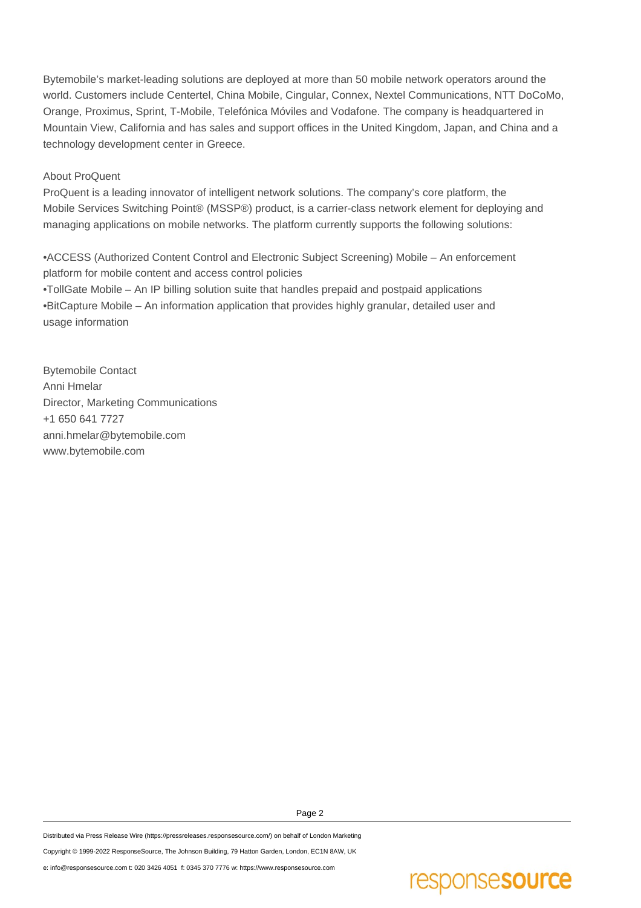Bytemobile's market-leading solutions are deployed at more than 50 mobile network operators around the world. Customers include Centertel, China Mobile, Cingular, Connex, Nextel Communications, NTT DoCoMo, Orange, Proximus, Sprint, T-Mobile, Telefónica Móviles and Vodafone. The company is headquartered in Mountain View, California and has sales and support offices in the United Kingdom, Japan, and China and a technology development center in Greece.

About ProQuent

ProQuent is a leading innovator of intelligent network solutions. The company's core platform, the Mobile Services Switching Point® (MSSP®) product, is a carrier-class network element for deploying and managing applications on mobile networks. The platform currently supports the following solutions:

•ACCESS (Authorized Content Control and Electronic Subject Screening) Mobile – An enforcement platform for mobile content and access control policies
•TollGate Mobile – An IP billing solution suite that handles prepaid and postpaid applications
•BitCapture Mobile – An information application that provides highly granular, detailed user and usage information

Bytemobile Contact
Anni Hmelar
Director, Marketing Communications
+1 650 641 7727
anni.hmelar@bytemobile.com
www.bytemobile.com

Distributed via Press Release Wire (https://pressreleases.responsesource.com/) on behalf of London Marketing

Copyright © 1999-2022 ResponseSource, The Johnson Building, 79 Hatton Garden, London, EC1N 8AW, UK

e: info@responsesource.com t: 020 3426 4051 f: 0345 370 7776 w: https://www.responsesource.com